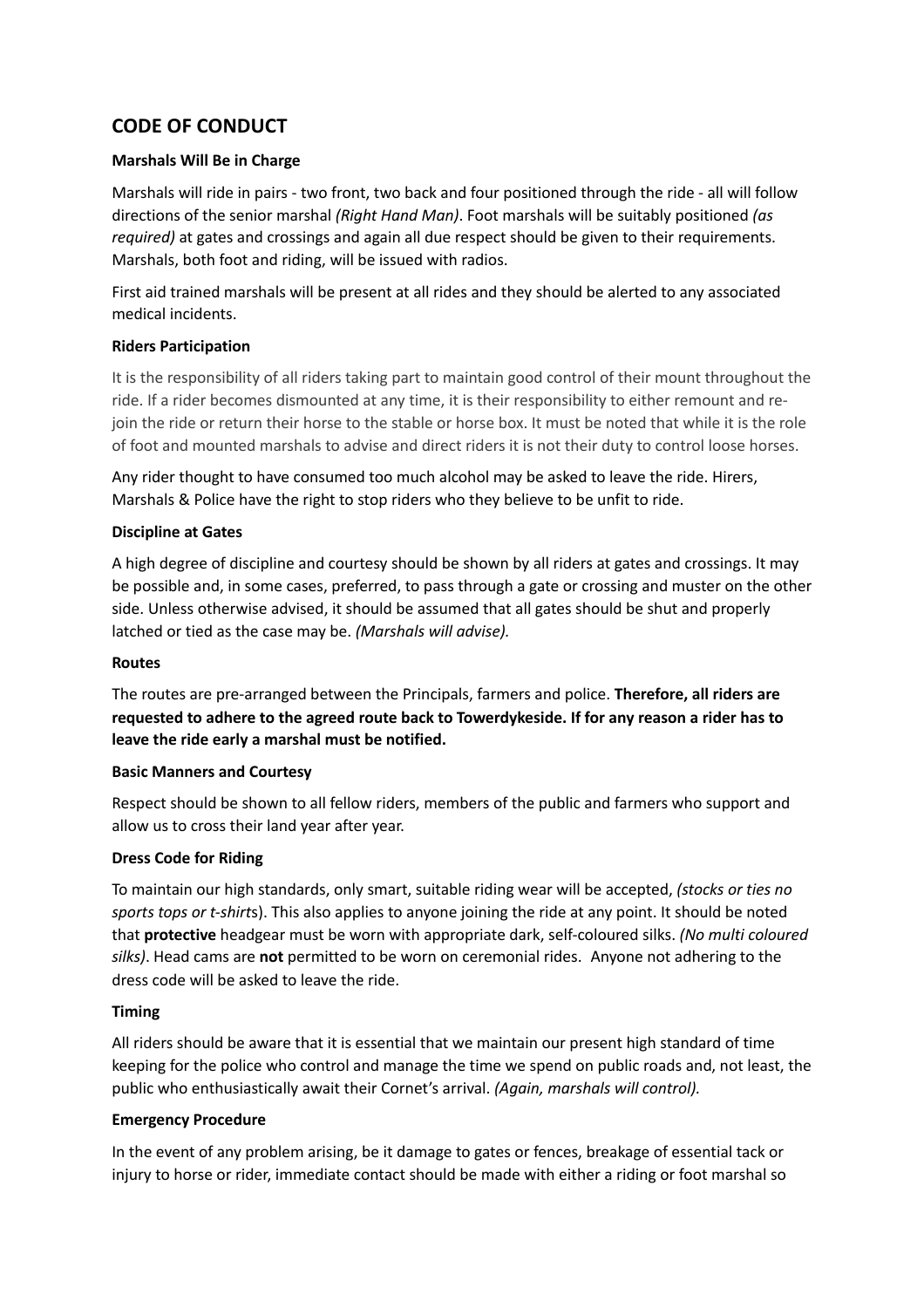# CODE OF CONDUCT

### Marshals Will Be in Charge

Marshals will ride in pairs - two front, two back and four positioned through the ride - all will follow directions of the senior marshal *(Right Hand Man)*. Foot marshals will be suitably positioned *(as required)* at gates and crossings and again all due respect should be given to their requirements. Marshals, both foot and riding, will be issued with radios.

First aid trained marshals will be present at all rides and they should be alerted to any associated medical incidents.

### Riders Participation

It is the responsibility of all riders taking part to maintain good control of their mount throughout the ride. If a rider becomes dismounted at any time, it is their responsibility to either remount and re-join the ride or return their horse to the stable or horse box. It must be noted that while it is the role of foot and mounted marshals to advise and direct riders it is not their duty to control loose horses.

Any rider thought to have consumed too much alcohol may be asked to leave the ride. Hirers, Marshals & Police have the right to stop riders who they believe to be unfit to ride.

### Discipline at Gates

A high degree of discipline and courtesy should be shown by all riders at gates and crossings. It may be possible and, in some cases, preferred, to pass through a gate or crossing and muster on the other side. Unless otherwise advised, it should be assumed that all gates should be shut and properly latched or tied as the case may be. *(Marshals will advise).*

### Routes

The routes are pre-arranged between the Principals, farmers and police. **Therefore, all riders are requested to adhere to the agreed route back to Towerdykeside. If for any reason a rider has to leave the ride early a marshal must be notified.**

### Basic Manners and Courtesy

Respect should be shown to all fellow riders, members of the public and farmers who support and allow us to cross their land year after year.

### Dress Code for Riding

To maintain our high standards, only smart, suitable riding wear will be accepted, *(stocks or ties no sports tops or t-shirts*). This also applies to anyone joining the ride at any point. It should be noted that **protective** headgear must be worn with appropriate dark, self-coloured silks. *(No multi coloured silks)*. Head cams are **not** permitted to be worn on ceremonial rides. Anyone not adhering to the dress code will be asked to leave the ride.

### Timing

All riders should be aware that it is essential that we maintain our present high standard of time keeping for the police who control and manage the time we spend on public roads and, not least, the public who enthusiastically await their Cornet's arrival. *(Again, marshals will control).*

### Emergency Procedure

In the event of any problem arising, be it damage to gates or fences, breakage of essential tack or injury to horse or rider, immediate contact should be made with either a riding or foot marshal so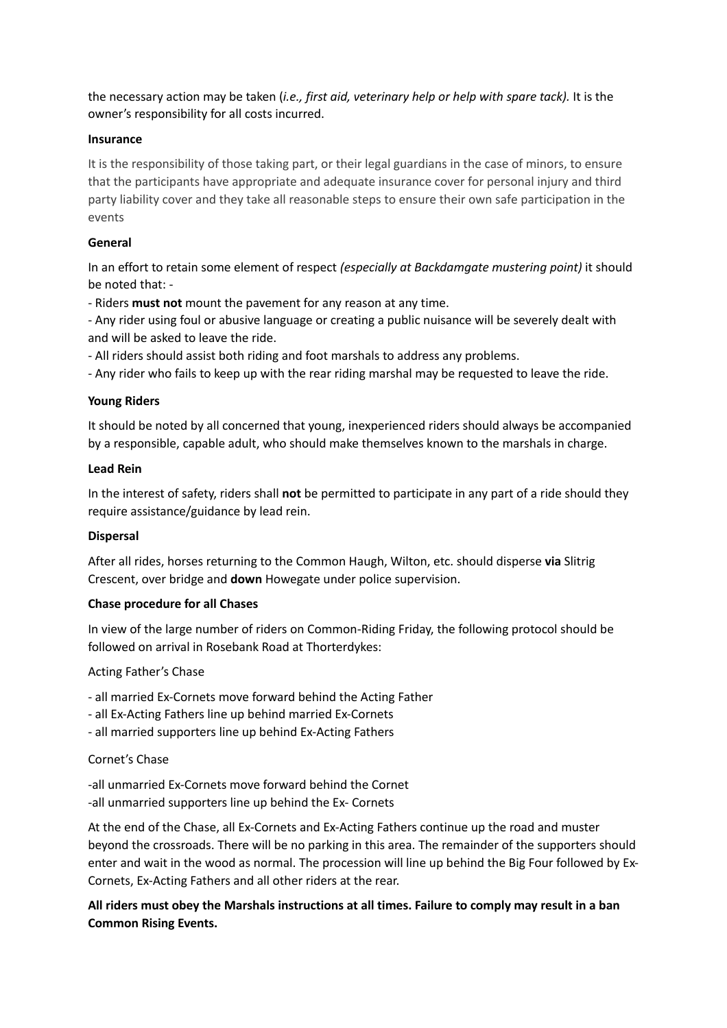the necessary action may be taken (*i.e., first aid, veterinary help or help with spare tack).* It is the owner's responsibility for all costs incurred.

**Insurance**

It is the responsibility of those taking part, or their legal guardians in the case of minors, to ensure that the participants have appropriate and adequate insurance cover for personal injury and third party liability cover and they take all reasonable steps to ensure their own safe participation in the events

**General**

In an effort to retain some element of respect *(especially at Backdamgate mustering point)* it should be noted that: -

- Riders **must not** mount the pavement for any reason at any time.
- Any rider using foul or abusive language or creating a public nuisance will be severely dealt with and will be asked to leave the ride.
- All riders should assist both riding and foot marshals to address any problems.
- Any rider who fails to keep up with the rear riding marshal may be requested to leave the ride.

**Young Riders**

It should be noted by all concerned that young, inexperienced riders should always be accompanied by a responsible, capable adult, who should make themselves known to the marshals in charge.

**Lead Rein**

In the interest of safety, riders shall **not** be permitted to participate in any part of a ride should they require assistance/guidance by lead rein.

**Dispersal**

After all rides, horses returning to the Common Haugh, Wilton, etc. should disperse **via** Slitrig Crescent, over bridge and **down** Howegate under police supervision.

**Chase procedure for all Chases**

In view of the large number of riders on Common-Riding Friday, the following protocol should be followed on arrival in Rosebank Road at Thorterdykes:

Acting Father's Chase

- all married Ex-Cornets move forward behind the Acting Father
- all Ex-Acting Fathers line up behind married Ex-Cornets
- all married supporters line up behind Ex-Acting Fathers

Cornet's Chase

- all unmarried Ex-Cornets move forward behind the Cornet
- all unmarried supporters line up behind the Ex- Cornets

At the end of the Chase, all Ex-Cornets and Ex-Acting Fathers continue up the road and muster beyond the crossroads. There will be no parking in this area. The remainder of the supporters should enter and wait in the wood as normal. The procession will line up behind the Big Four followed by Ex-Cornets, Ex-Acting Fathers and all other riders at the rear.

**All riders must obey the Marshals instructions at all times. Failure to comply may result in a ban Common Rising Events.**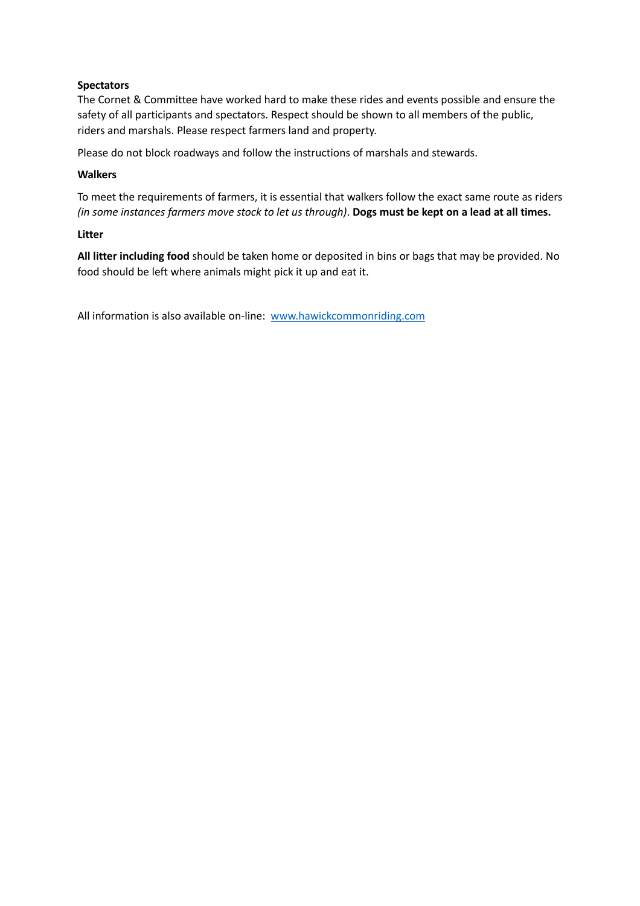**Spectators**

The Cornet & Committee have worked hard to make these rides and events possible and ensure the safety of all participants and spectators. Respect should be shown to all members of the public, riders and marshals. Please respect farmers land and property.

Please do not block roadways and follow the instructions of marshals and stewards.

**Walkers**

To meet the requirements of farmers, it is essential that walkers follow the exact same route as riders *(in some instances farmers move stock to let us through)*. **Dogs must be kept on a lead at all times.**

**Litter**

**All litter including food** should be taken home or deposited in bins or bags that may be provided. No food should be left where animals might pick it up and eat it.

All information is also available on-line: [www.hawickcommonriding.com](http://www.hawickcommonriding.com)